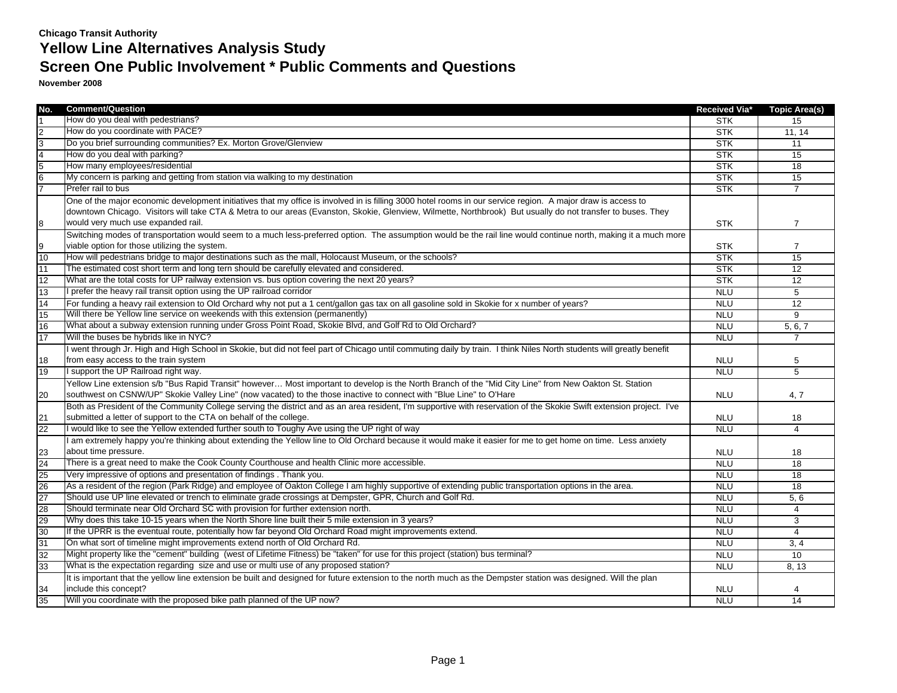**Chicago Transit Authority**

# Yellow Line Alternatives Analysis Study

# Screen One Public Involvement * Public Comments and Questions

**November 2008**

| No. | Comment/Question | Received Via* | Topic Area(s) |
|---|---|---|---|
| 1 | How do you deal with pedestrians? | STK | 15 |
| 2 | How do you coordinate with PACE? | STK | 11, 14 |
| 3 | Do you brief surrounding communities? Ex. Morton Grove/Glenview | STK | 11 |
| 4 | How do you deal with parking? | STK | 15 |
| 5 | How many employees/residential | STK | 18 |
| 6 | My concern is parking and getting from station via walking to my destination | STK | 15 |
| 7 | Prefer rail to bus | STK | 7 |
| 8 | One of the major economic development initiatives that my office is involved in is filling 3000 hotel rooms in our service region. A major draw is access to downtown Chicago. Visitors will take CTA & Metra to our areas (Evanston, Skokie, Glenview, Wilmette, Northbrook) But usually do not transfer to buses. They would very much use expanded rail. | STK | 7 |
| 9 | Switching modes of transportation would seem to a much less-preferred option. The assumption would be the rail line would continue north, making it a much more viable option for those utilizing the system. | STK | 7 |
| 10 | How will pedestrians bridge to major destinations such as the mall, Holocaust Museum, or the schools? | STK | 15 |
| 11 | The estimated cost short term and long tern should be carefully elevated and considered. | STK | 12 |
| 12 | What are the total costs for UP railway extension vs. bus option covering the next 20 years? | STK | 12 |
| 13 | I prefer the heavy rail transit option using the UP railroad corridor | NLU | 5 |
| 14 | For funding a heavy rail extension to Old Orchard why not put a 1 cent/gallon gas tax on all gasoline sold in Skokie for x number of years? | NLU | 12 |
| 15 | Will there be Yellow line service on weekends with this extension (permanently) | NLU | 9 |
| 16 | What about a subway extension running under Gross Point Road, Skokie Blvd, and Golf Rd to Old Orchard? | NLU | 5, 6, 7 |
| 17 | Will the buses be hybrids like in NYC? | NLU | 7 |
| 18 | I went through Jr. High and High School in Skokie, but did not feel part of Chicago until commuting daily by train. I think Niles North students will greatly benefit from easy access to the train system | NLU | 5 |
| 19 | I support the UP Railroad right way. | NLU | 5 |
| 20 | Yellow Line extension s/b "Bus Rapid Transit" however… Most important to develop is the North Branch of the "Mid City Line" from New Oakton St. Station southwest on CSNW/UP" Skokie Valley Line" (now vacated) to the those inactive to connect with "Blue Line" to O'Hare | NLU | 4, 7 |
| 21 | Both as President of the Community College serving the district and as an area resident, I'm supportive with reservation of the Skokie Swift extension project. I've submitted a letter of support to the CTA on behalf of the college. | NLU | 18 |
| 22 | I would like to see the Yellow extended further south to Toughy Ave using the UP right of way | NLU | 4 |
| 23 | I am extremely happy you're thinking about extending the Yellow line to Old Orchard because it would make it easier for me to get home on time. Less anxiety about time pressure. | NLU | 18 |
| 24 | There is a great need to make the Cook County Courthouse and health Clinic more accessible. | NLU | 18 |
| 25 | Very impressive of options and presentation of findings . Thank you. | NLU | 18 |
| 26 | As a resident of the region (Park Ridge) and employee of Oakton College I am highly supportive of extending public transportation options in the area. | NLU | 18 |
| 27 | Should use UP line elevated or trench to eliminate grade crossings at Dempster, GPR, Church and Golf Rd. | NLU | 5, 6 |
| 28 | Should terminate near Old Orchard SC with provision for further extension north. | NLU | 4 |
| 29 | Why does this take 10-15 years when the North Shore line built their 5 mile extension in 3 years? | NLU | 3 |
| 30 | If the UPRR is the eventual route, potentially how far beyond Old Orchard Road might improvements extend. | NLU | 4 |
| 31 | On what sort of timeline might improvements extend north of Old Orchard Rd. | NLU | 3, 4 |
| 32 | Might property like the "cement" building (west of Lifetime Fitness) be "taken" for use for this project (station) bus terminal? | NLU | 10 |
| 33 | What is the expectation regarding size and use or multi use of any proposed station? | NLU | 8, 13 |
| 34 | It is important that the yellow line extension be built and designed for future extension to the north much as the Dempster station was designed. Will the plan include this concept? | NLU | 4 |
| 35 | Will you coordinate with the proposed bike path planned of the UP now? | NLU | 14 |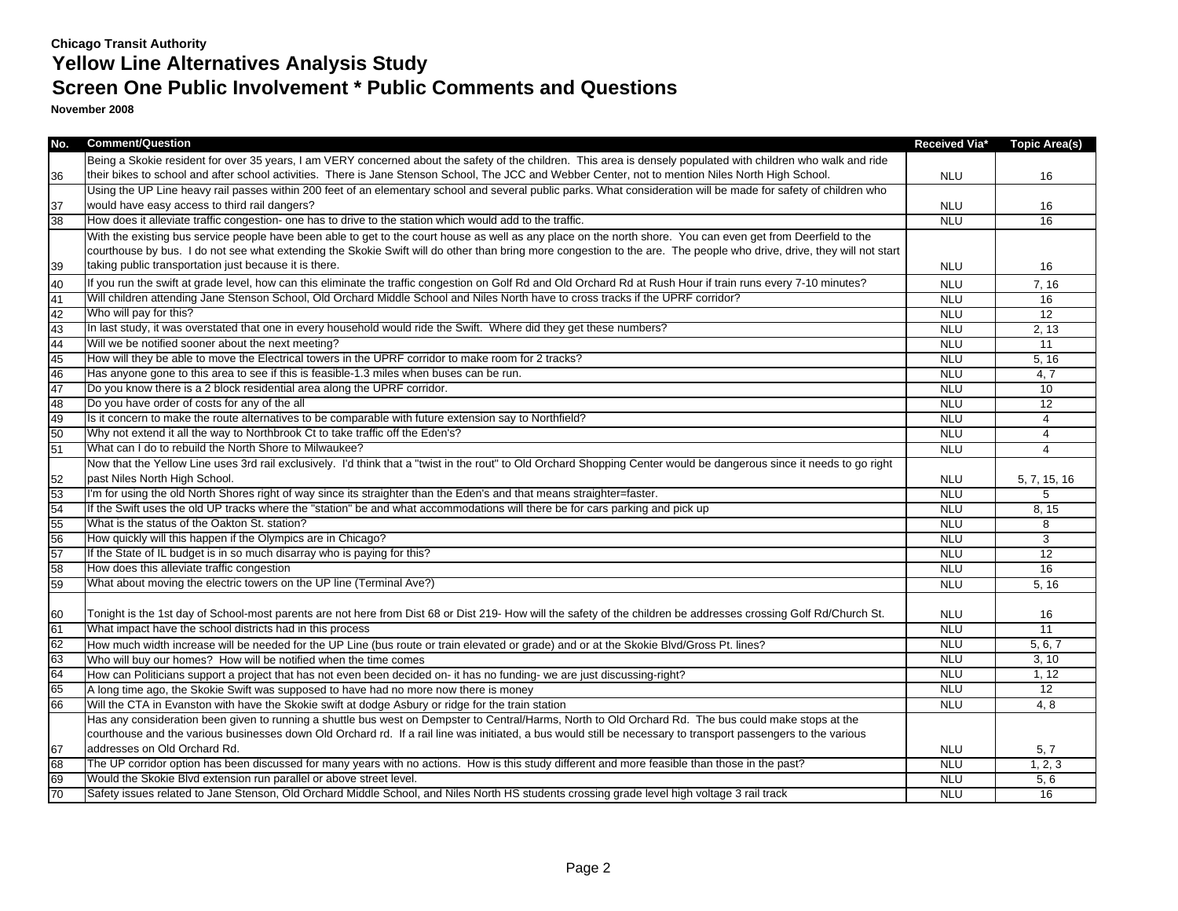**Chicago Transit Authority**

# Yellow Line Alternatives Analysis Study

## Screen One Public Involvement * Public Comments and Questions

**November 2008**

| No. | Comment/Question | Received Via* | Topic Area(s) |
|---|---|---|---|
| 36 | Being a Skokie resident for over 35 years, I am VERY concerned about the safety of the children. This area is densely populated with children who walk and ride their bikes to school and after school activities. There is Jane Stenson School, The JCC and Webber Center, not to mention Niles North High School. | NLU | 16 |
| 37 | Using the UP Line heavy rail passes within 200 feet of an elementary school and several public parks. What consideration will be made for safety of children who would have easy access to third rail dangers? | NLU | 16 |
| 38 | How does it alleviate traffic congestion- one has to drive to the station which would add to the traffic. | NLU | 16 |
| 39 | With the existing bus service people have been able to get to the court house as well as any place on the north shore. You can even get from Deerfield to the courthouse by bus. I do not see what extending the Skokie Swift will do other than bring more congestion to the are. The people who drive, drive, they will not start taking public transportation just because it is there. | NLU | 16 |
| 40 | If you run the swift at grade level, how can this eliminate the traffic congestion on Golf Rd and Old Orchard Rd at Rush Hour if train runs every 7-10 minutes? | NLU | 7, 16 |
| 41 | Will children attending Jane Stenson School, Old Orchard Middle School and Niles North have to cross tracks if the UPRF corridor? | NLU | 16 |
| 42 | Who will pay for this? | NLU | 12 |
| 43 | In last study, it was overstated that one in every household would ride the Swift. Where did they get these numbers? | NLU | 2, 13 |
| 44 | Will we be notified sooner about the next meeting? | NLU | 11 |
| 45 | How will they be able to move the Electrical towers in the UPRF corridor to make room for 2 tracks? | NLU | 5, 16 |
| 46 | Has anyone gone to this area to see if this is feasible-1.3 miles when buses can be run. | NLU | 4, 7 |
| 47 | Do you know there is a 2 block residential area along the UPRF corridor. | NLU | 10 |
| 48 | Do you have order of costs for any of the all | NLU | 12 |
| 49 | Is it concern to make the route alternatives to be comparable with future extension say to Northfield? | NLU | 4 |
| 50 | Why not extend it all the way to Northbrook Ct to take traffic off the Eden's? | NLU | 4 |
| 51 | What can I do to rebuild the North Shore to Milwaukee? | NLU | 4 |
| 52 | Now that the Yellow Line uses 3rd rail exclusively. I'd think that a "twist in the rout" to Old Orchard Shopping Center would be dangerous since it needs to go right past Niles North High School. | NLU | 5, 7, 15, 16 |
| 53 | I'm for using the old North Shores right of way since its straighter than the Eden's and that means straighter=faster. | NLU | 5 |
| 54 | If the Swift uses the old UP tracks where the "station" be and what accommodations will there be for cars parking and pick up | NLU | 8, 15 |
| 55 | What is the status of the Oakton St. station? | NLU | 8 |
| 56 | How quickly will this happen if the Olympics are in Chicago? | NLU | 3 |
| 57 | If the State of IL budget is in so much disarray who is paying for this? | NLU | 12 |
| 58 | How does this alleviate traffic congestion | NLU | 16 |
| 59 | What about moving the electric towers on the UP line (Terminal Ave?) | NLU | 5, 16 |
| 60 | Tonight is the 1st day of School-most parents are not here from Dist 68 or Dist 219- How will the safety of the children be addresses crossing Golf Rd/Church St. | NLU | 16 |
| 61 | What impact have the school districts had in this process | NLU | 11 |
| 62 | How much width increase will be needed for the UP Line (bus route or train elevated or grade) and or at the Skokie Blvd/Gross Pt. lines? | NLU | 5, 6, 7 |
| 63 | Who will buy our homes? How will be notified when the time comes | NLU | 3, 10 |
| 64 | How can Politicians support a project that has not even been decided on- it has no funding- we are just discussing-right? | NLU | 1, 12 |
| 65 | A long time ago, the Skokie Swift was supposed to have had no more now there is money | NLU | 12 |
| 66 | Will the CTA in Evanston with have the Skokie swift at dodge Asbury or ridge for the train station | NLU | 4, 8 |
| 67 | Has any consideration been given to running a shuttle bus west on Dempster to Central/Harms, North to Old Orchard Rd. The bus could make stops at the courthouse and the various businesses down Old Orchard rd. If a rail line was initiated, a bus would still be necessary to transport passengers to the various addresses on Old Orchard Rd. | NLU | 5, 7 |
| 68 | The UP corridor option has been discussed for many years with no actions. How is this study different and more feasible than those in the past? | NLU | 1, 2, 3 |
| 69 | Would the Skokie Blvd extension run parallel or above street level. | NLU | 5, 6 |
| 70 | Safety issues related to Jane Stenson, Old Orchard Middle School, and Niles North HS students crossing grade level high voltage 3 rail track | NLU | 16 |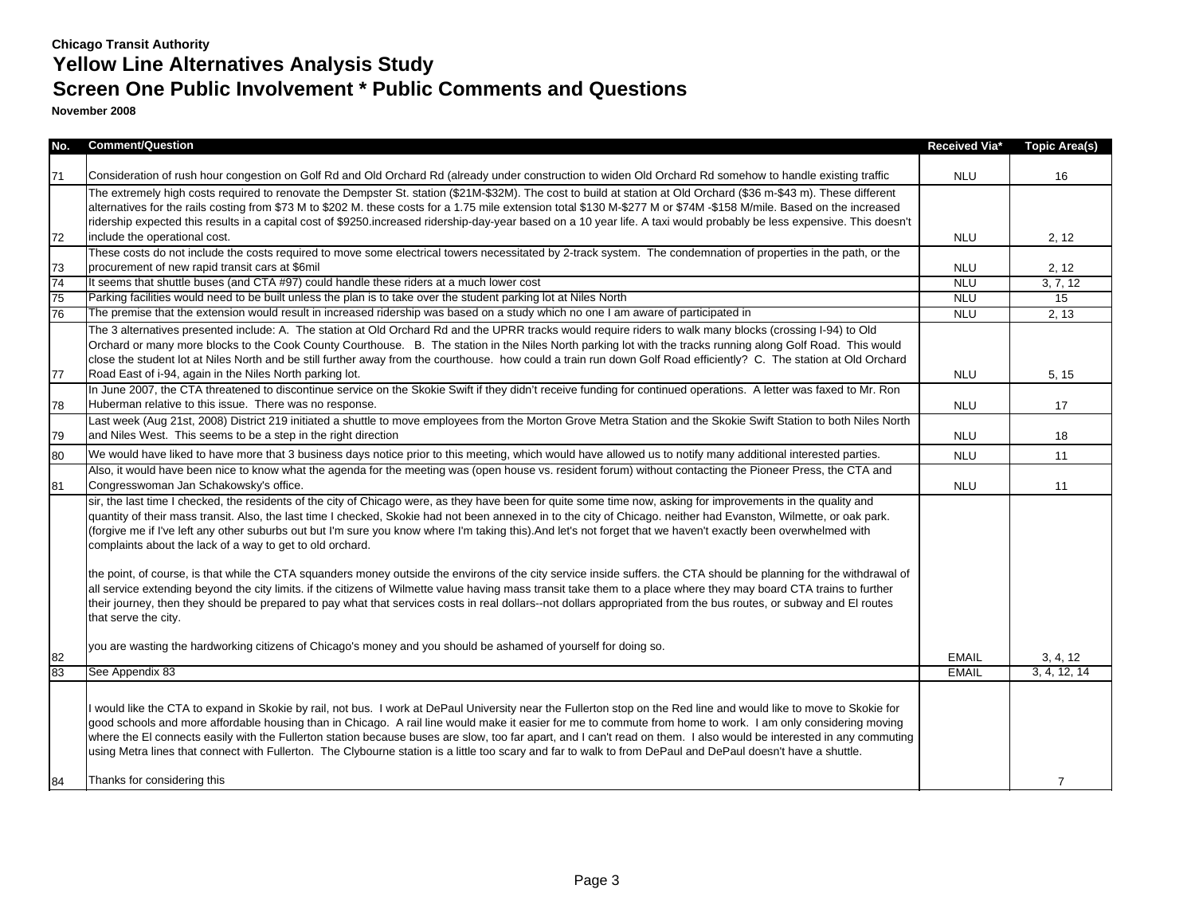**Chicago Transit Authority**

# Yellow Line Alternatives Analysis Study

# Screen One Public Involvement * Public Comments and Questions

**November 2008**

| No. | Comment/Question | Received Via* | Topic Area(s) |
|---|---|---|---|
| 71 | Consideration of rush hour congestion on Golf Rd and Old Orchard Rd (already under construction to widen Old Orchard Rd somehow to handle existing traffic | NLU | 16 |
| 72 | The extremely high costs required to renovate the Dempster St. station ($21M-$32M). The cost to build at station at Old Orchard ($36 m-$43 m). These different alternatives for the rails costing from $73 M to $202 M. these costs for a 1.75 mile extension total $130 M-$277 M or $74M -$158 M/mile. Based on the increased ridership expected this results in a capital cost of $9250.increased ridership-day-year based on a 10 year life. A taxi would probably be less expensive. This doesn't include the operational cost. | NLU | 2, 12 |
| 73 | These costs do not include the costs required to move some electrical towers necessitated by 2-track system. The condemnation of properties in the path, or the procurement of new rapid transit cars at $6mil | NLU | 2, 12 |
| 74 | It seems that shuttle buses (and CTA #97) could handle these riders at a much lower cost | NLU | 3, 7, 12 |
| 75 | Parking facilities would need to be built unless the plan is to take over the student parking lot at Niles North | NLU | 15 |
| 76 | The premise that the extension would result in increased ridership was based on a study which no one I am aware of participated in | NLU | 2, 13 |
| 77 | The 3 alternatives presented include: A. The station at Old Orchard Rd and the UPRR tracks would require riders to walk many blocks (crossing I-94) to Old Orchard or many more blocks to the Cook County Courthouse. B. The station in the Niles North parking lot with the tracks running along Golf Road. This would close the student lot at Niles North and be still further away from the courthouse. how could a train run down Golf Road efficiently? C. The station at Old Orchard Road East of i-94, again in the Niles North parking lot. | NLU | 5, 15 |
| 78 | In June 2007, the CTA threatened to discontinue service on the Skokie Swift if they didn't receive funding for continued operations. A letter was faxed to Mr. Ron Huberman relative to this issue. There was no response. | NLU | 17 |
| 79 | Last week (Aug 21st, 2008) District 219 initiated a shuttle to move employees from the Morton Grove Metra Station and the Skokie Swift Station to both Niles North and Niles West. This seems to be a step in the right direction | NLU | 18 |
| 80 | We would have liked to have more that 3 business days notice prior to this meeting, which would have allowed us to notify many additional interested parties. | NLU | 11 |
| 81 | Also, it would have been nice to know what the agenda for the meeting was (open house vs. resident forum) without contacting the Pioneer Press, the CTA and Congresswoman Jan Schakowsky's office. | NLU | 11 |
| 82 | sir, the last time I checked, the residents of the city of Chicago were, as they have been for quite some time now, asking for improvements in the quality and quantity of their mass transit. Also, the last time I checked, Skokie had not been annexed in to the city of Chicago. neither had Evanston, Wilmette, or oak park. (forgive me if I've left any other suburbs out but I'm sure you know where I'm taking this).And let's not forget that we haven't exactly been overwhelmed with complaints about the lack of a way to get to old orchard.<br><br>the point, of course, is that while the CTA squanders money outside the environs of the city service inside suffers. the CTA should be planning for the withdrawal of all service extending beyond the city limits. if the citizens of Wilmette value having mass transit take them to a place where they may board CTA trains to further their journey, then they should be prepared to pay what that services costs in real dollars--not dollars appropriated from the bus routes, or subway and El routes that serve the city.<br><br>you are wasting the hardworking citizens of Chicago's money and you should be ashamed of yourself for doing so. | EMAIL | 3, 4, 12 |
| 83 | See Appendix 83 | EMAIL | 3, 4, 12, 14 |
| 84 | I would like the CTA to expand in Skokie by rail, not bus. I work at DePaul University near the Fullerton stop on the Red line and would like to move to Skokie for good schools and more affordable housing than in Chicago. A rail line would make it easier for me to commute from home to work. I am only considering moving where the El connects easily with the Fullerton station because buses are slow, too far apart, and I can't read on them. I also would be interested in any commuting using Metra lines that connect with Fullerton. The Clybourne station is a little too scary and far to walk to from DePaul and DePaul doesn't have a shuttle.<br><br>Thanks for considering this | | 7 |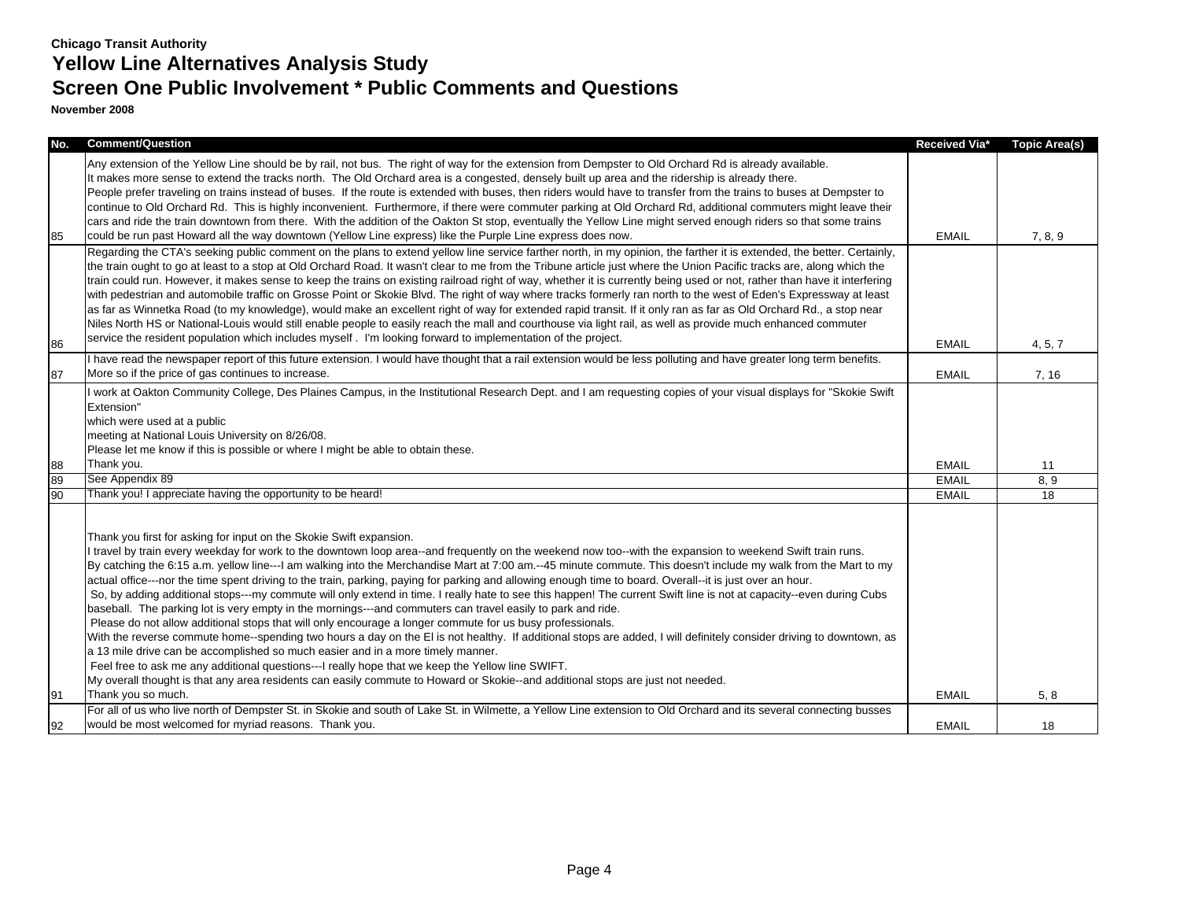**Chicago Transit Authority**

# Yellow Line Alternatives Analysis Study

## Screen One Public Involvement * Public Comments and Questions

**November 2008**

| No. | Comment/Question | Received Via* | Topic Area(s) |
|---|---|---|---|
| 85 | Any extension of the Yellow Line should be by rail, not bus. The right of way for the extension from Dempster to Old Orchard Rd is already available. It makes more sense to extend the tracks north. The Old Orchard area is a congested, densely built up area and the ridership is already there. People prefer traveling on trains instead of buses. If the route is extended with buses, then riders would have to transfer from the trains to buses at Dempster to continue to Old Orchard Rd. This is highly inconvenient. Furthermore, if there were commuter parking at Old Orchard Rd, additional commuters might leave their cars and ride the train downtown from there. With the addition of the Oakton St stop, eventually the Yellow Line might served enough riders so that some trains could be run past Howard all the way downtown (Yellow Line express) like the Purple Line express does now. | EMAIL | 7, 8, 9 |
| 86 | Regarding the CTA's seeking public comment on the plans to extend yellow line service farther north, in my opinion, the farther it is extended, the better. Certainly, the train ought to go at least to a stop at Old Orchard Road. It wasn't clear to me from the Tribune article just where the Union Pacific tracks are, along which the train could run. However, it makes sense to keep the trains on existing railroad right of way, whether it is currently being used or not, rather than have it interfering with pedestrian and automobile traffic on Grosse Point or Skokie Blvd. The right of way where tracks formerly ran north to the west of Eden's Expressway at least as far as Winnetka Road (to my knowledge), would make an excellent right of way for extended rapid transit. If it only ran as far as Old Orchard Rd., a stop near Niles North HS or National-Louis would still enable people to easily reach the mall and courthouse via light rail, as well as provide much enhanced commuter service the resident population which includes myself . I'm looking forward to implementation of the project. | EMAIL | 4, 5, 7 |
| 87 | I have read the newspaper report of this future extension. I would have thought that a rail extension would be less polluting and have greater long term benefits. More so if the price of gas continues to increase. | EMAIL | 7, 16 |
| 88 | I work at Oakton Community College, Des Plaines Campus, in the Institutional Research Dept. and I am requesting copies of your visual displays for "Skokie Swift Extension" which were used at a public meeting at National Louis University on 8/26/08. Please let me know if this is possible or where I might be able to obtain these. Thank you. | EMAIL | 11 |
| 89 | See Appendix 89 | EMAIL | 8, 9 |
| 90 | Thank you! I appreciate having the opportunity to be heard! | EMAIL | 18 |
| 91 | Thank you first for asking for input on the Skokie Swift expansion. I travel by train every weekday for work to the downtown loop area--and frequently on the weekend now too--with the expansion to weekend Swift train runs. By catching the 6:15 a.m. yellow line---I am walking into the Merchandise Mart at 7:00 am.--45 minute commute. This doesn't include my walk from the Mart to my actual office---nor the time spent driving to the train, parking, paying for parking and allowing enough time to board. Overall--it is just over an hour. So, by adding additional stops---my commute will only extend in time. I really hate to see this happen! The current Swift line is not at capacity--even during Cubs baseball. The parking lot is very empty in the mornings---and commuters can travel easily to park and ride. Please do not allow additional stops that will only encourage a longer commute for us busy professionals. With the reverse commute home--spending two hours a day on the El is not healthy. If additional stops are added, I will definitely consider driving to downtown, as a 13 mile drive can be accomplished so much easier and in a more timely manner. Feel free to ask me any additional questions---I really hope that we keep the Yellow line SWIFT. My overall thought is that any area residents can easily commute to Howard or Skokie--and additional stops are just not needed. Thank you so much. | EMAIL | 5, 8 |
| 92 | For all of us who live north of Dempster St. in Skokie and south of Lake St. in Wilmette, a Yellow Line extension to Old Orchard and its several connecting busses would be most welcomed for myriad reasons. Thank you. | EMAIL | 18 |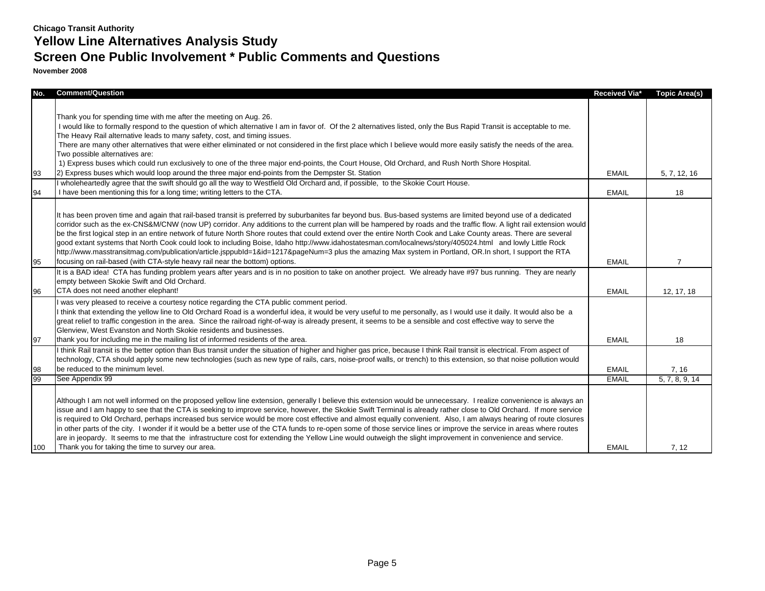**Chicago Transit Authority**

# Yellow Line Alternatives Analysis Study

## Screen One Public Involvement * Public Comments and Questions

**November 2008**

| No. | Comment/Question | Received Via* | Topic Area(s) |
|---|---|---|---|
| 93 | Thank you for spending time with me after the meeting on Aug. 26.<br>I would like to formally respond to the question of which alternative I am in favor of. Of the 2 alternatives listed, only the Bus Rapid Transit is acceptable to me.<br>The Heavy Rail alternative leads to many safety, cost, and timing issues.<br>There are many other alternatives that were either eliminated or not considered in the first place which I believe would more easily satisfy the needs of the area.<br>Two possible alternatives are:<br>1) Express buses which could run exclusively to one of the three major end-points, the Court House, Old Orchard, and Rush North Shore Hospital.<br>2) Express buses which would loop around the three major end-points from the Dempster St. Station | EMAIL | 5, 7, 12, 16 |
| 94 | I wholeheartedly agree that the swift should go all the way to Westfield Old Orchard and, if possible, to the Skokie Court House.<br>I have been mentioning this for a long time; writing letters to the CTA. | EMAIL | 18 |
| 95 | It has been proven time and again that rail-based transit is preferred by suburbanites far beyond bus. Bus-based systems are limited beyond use of a dedicated corridor such as the ex-CNS&M/CNW (now UP) corridor. Any additions to the current plan will be hampered by roads and the traffic flow. A light rail extension would be the first logical step in an entire network of future North Shore routes that could extend over the entire North Cook and Lake County areas. There are several good extant systems that North Cook could look to including Boise, Idaho http://www.idahostatesman.com/localnews/story/405024.html and lowly Little Rock http://www.masstransitmag.com/publication/article.jsppubId=1&id=1217&pageNum=3 plus the amazing Max system in Portland, OR.In short, I support the RTA focusing on rail-based (with CTA-style heavy rail near the bottom) options. | EMAIL | 7 |
| 96 | It is a BAD idea! CTA has funding problem years after years and is in no position to take on another project. We already have #97 bus running. They are nearly empty between Skokie Swift and Old Orchard.<br>CTA does not need another elephant! | EMAIL | 12, 17, 18 |
| 97 | I was very pleased to receive a courtesy notice regarding the CTA public comment period.<br>I think that extending the yellow line to Old Orchard Road is a wonderful idea, it would be very useful to me personally, as I would use it daily. It would also be a great relief to traffic congestion in the area. Since the railroad right-of-way is already present, it seems to be a sensible and cost effective way to serve the Glenview, West Evanston and North Skokie residents and businesses.<br>thank you for including me in the mailing list of informed residents of the area. | EMAIL | 18 |
| 98 | I think Rail transit is the better option than Bus transit under the situation of higher and higher gas price, because I think Rail transit is electrical. From aspect of technology, CTA should apply some new technologies (such as new type of rails, cars, noise-proof walls, or trench) to this extension, so that noise pollution would be reduced to the minimum level. | EMAIL | 7, 16 |
| 99 | See Appendix 99 | EMAIL | 5, 7, 8, 9, 14 |
| 100 | Although I am not well informed on the proposed yellow line extension, generally I believe this extension would be unnecessary. I realize convenience is always an issue and I am happy to see that the CTA is seeking to improve service, however, the Skokie Swift Terminal is already rather close to Old Orchard. If more service is required to Old Orchard, perhaps increased bus service would be more cost effective and almost equally convenient. Also, I am always hearing of route closures in other parts of the city. I wonder if it would be a better use of the CTA funds to re-open some of those service lines or improve the service in areas where routes are in jeopardy. It seems to me that the infrastructure cost for extending the Yellow Line would outweigh the slight improvement in convenience and service.<br>Thank you for taking the time to survey our area. | EMAIL | 7, 12 |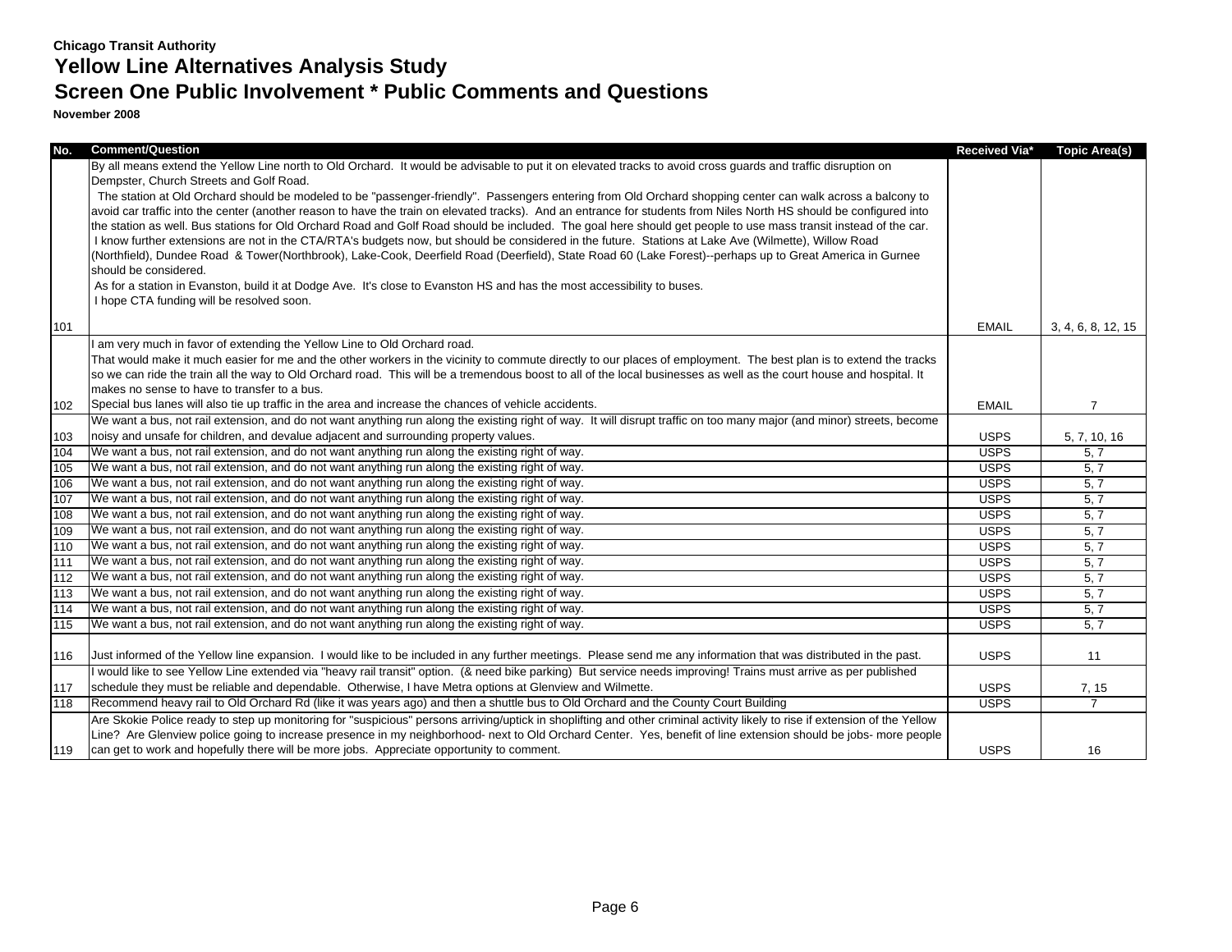**Chicago Transit Authority**

# Yellow Line Alternatives Analysis Study

## Screen One Public Involvement * Public Comments and Questions

**November 2008**

| No. | Comment/Question | Received Via* | Topic Area(s) |
|---|---|---|---|
| 101 | By all means extend the Yellow Line north to Old Orchard. It would be advisable to put it on elevated tracks to avoid cross guards and traffic disruption on Dempster, Church Streets and Golf Road. The station at Old Orchard should be modeled to be "passenger-friendly". Passengers entering from Old Orchard shopping center can walk across a balcony to avoid car traffic into the center (another reason to have the train on elevated tracks). And an entrance for students from Niles North HS should be configured into the station as well. Bus stations for Old Orchard Road and Golf Road should be included. The goal here should get people to use mass transit instead of the car. I know further extensions are not in the CTA/RTA's budgets now, but should be considered in the future. Stations at Lake Ave (Wilmette), Willow Road (Northfield), Dundee Road & Tower(Northbrook), Lake-Cook, Deerfield Road (Deerfield), State Road 60 (Lake Forest)--perhaps up to Great America in Gurnee should be considered. As for a station in Evanston, build it at Dodge Ave. It's close to Evanston HS and has the most accessibility to buses. I hope CTA funding will be resolved soon. | EMAIL | 3, 4, 6, 8, 12, 15 |
| 102 | I am very much in favor of extending the Yellow Line to Old Orchard road. That would make it much easier for me and the other workers in the vicinity to commute directly to our places of employment. The best plan is to extend the tracks so we can ride the train all the way to Old Orchard road. This will be a tremendous boost to all of the local businesses as well as the court house and hospital. It makes no sense to have to transfer to a bus. Special bus lanes will also tie up traffic in the area and increase the chances of vehicle accidents. | EMAIL | 7 |
| 103 | We want a bus, not rail extension, and do not want anything run along the existing right of way. It will disrupt traffic on too many major (and minor) streets, become noisy and unsafe for children, and devalue adjacent and surrounding property values. | USPS | 5, 7, 10, 16 |
| 104 | We want a bus, not rail extension, and do not want anything run along the existing right of way. | USPS | 5, 7 |
| 105 | We want a bus, not rail extension, and do not want anything run along the existing right of way. | USPS | 5, 7 |
| 106 | We want a bus, not rail extension, and do not want anything run along the existing right of way. | USPS | 5, 7 |
| 107 | We want a bus, not rail extension, and do not want anything run along the existing right of way. | USPS | 5, 7 |
| 108 | We want a bus, not rail extension, and do not want anything run along the existing right of way. | USPS | 5, 7 |
| 109 | We want a bus, not rail extension, and do not want anything run along the existing right of way. | USPS | 5, 7 |
| 110 | We want a bus, not rail extension, and do not want anything run along the existing right of way. | USPS | 5, 7 |
| 111 | We want a bus, not rail extension, and do not want anything run along the existing right of way. | USPS | 5, 7 |
| 112 | We want a bus, not rail extension, and do not want anything run along the existing right of way. | USPS | 5, 7 |
| 113 | We want a bus, not rail extension, and do not want anything run along the existing right of way. | USPS | 5, 7 |
| 114 | We want a bus, not rail extension, and do not want anything run along the existing right of way. | USPS | 5, 7 |
| 115 | We want a bus, not rail extension, and do not want anything run along the existing right of way. | USPS | 5, 7 |
| 116 | Just informed of the Yellow line expansion. I would like to be included in any further meetings. Please send me any information that was distributed in the past. | USPS | 11 |
| 117 | I would like to see Yellow Line extended via "heavy rail transit" option. (& need bike parking) But service needs improving! Trains must arrive as per published schedule they must be reliable and dependable. Otherwise, I have Metra options at Glenview and Wilmette. | USPS | 7, 15 |
| 118 | Recommend heavy rail to Old Orchard Rd (like it was years ago) and then a shuttle bus to Old Orchard and the County Court Building | USPS | 7 |
| 119 | Are Skokie Police ready to step up monitoring for "suspicious" persons arriving/uptick in shoplifting and other criminal activity likely to rise if extension of the Yellow Line? Are Glenview police going to increase presence in my neighborhood- next to Old Orchard Center. Yes, benefit of line extension should be jobs- more people can get to work and hopefully there will be more jobs. Appreciate opportunity to comment. | USPS | 16 |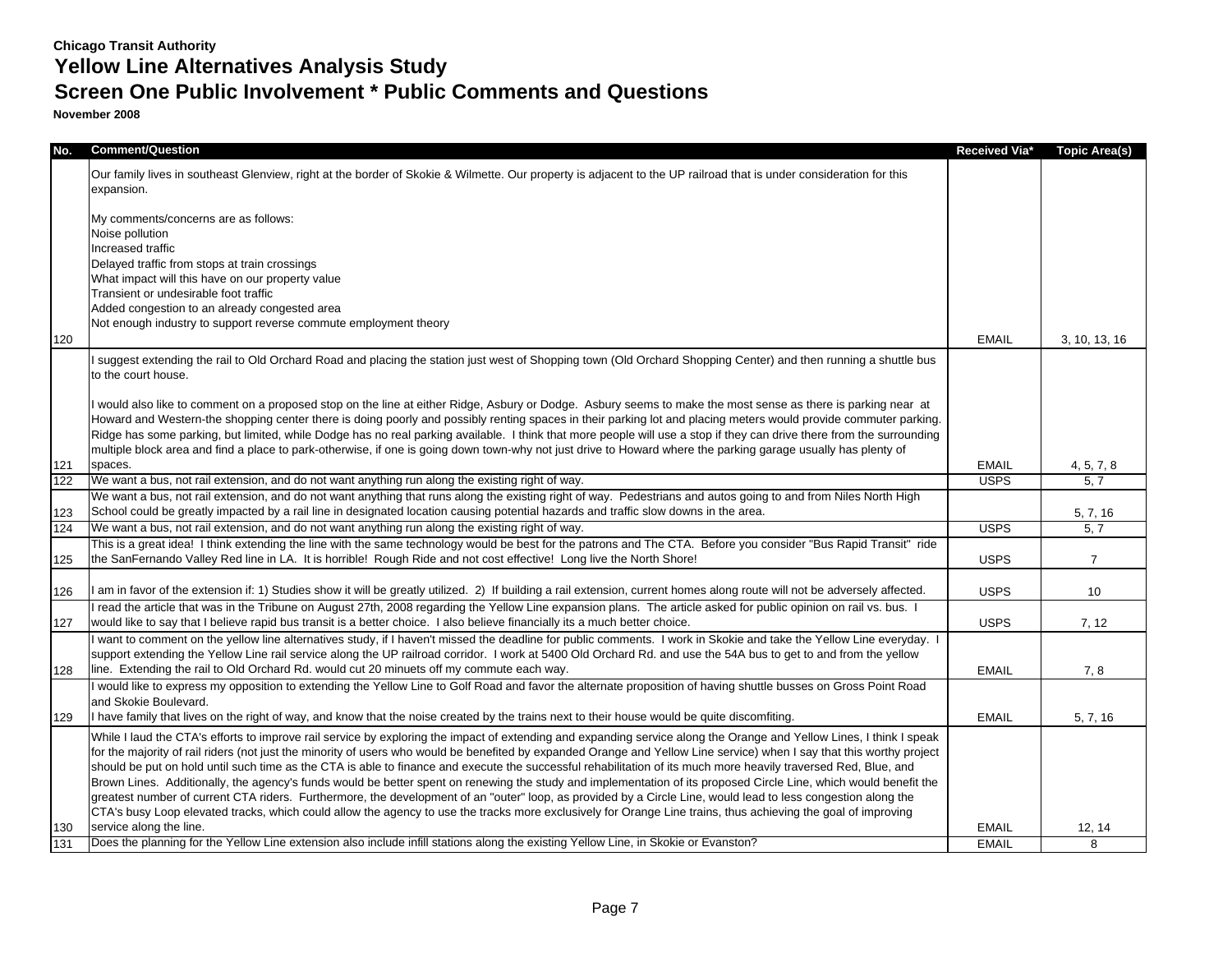**Chicago Transit Authority**

## Yellow Line Alternatives Analysis Study

## Screen One Public Involvement * Public Comments and Questions

**November 2008**

| No. | Comment/Question | Received Via* | Topic Area(s) |
|---|---|---|---|
| 120 | Our family lives in southeast Glenview, right at the border of Skokie & Wilmette. Our property is adjacent to the UP railroad that is under consideration for this expansion.<br><br>My comments/concerns are as follows:<br>Noise pollution<br>Increased traffic<br>Delayed traffic from stops at train crossings<br>What impact will this have on our property value<br>Transient or undesirable foot traffic<br>Added congestion to an already congested area<br>Not enough industry to support reverse commute employment theory | EMAIL | 3, 10, 13, 16 |
| 121 | I suggest extending the rail to Old Orchard Road and placing the station just west of Shopping town (Old Orchard Shopping Center) and then running a shuttle bus to the court house.<br><br>I would also like to comment on a proposed stop on the line at either Ridge, Asbury or Dodge. Asbury seems to make the most sense as there is parking near at Howard and Western-the shopping center there is doing poorly and possibly renting spaces in their parking lot and placing meters would provide commuter parking. Ridge has some parking, but limited, while Dodge has no real parking available. I think that more people will use a stop if they can drive there from the surrounding multiple block area and find a place to park-otherwise, if one is going down town-why not just drive to Howard where the parking garage usually has plenty of spaces. | EMAIL | 4, 5, 7, 8 |
| 122 | We want a bus, not rail extension, and do not want anything run along the existing right of way. | USPS | 5, 7 |
| 123 | We want a bus, not rail extension, and do not want anything that runs along the existing right of way. Pedestrians and autos going to and from Niles North High School could be greatly impacted by a rail line in designated location causing potential hazards and traffic slow downs in the area. | | 5, 7, 16 |
| 124 | We want a bus, not rail extension, and do not want anything run along the existing right of way. | USPS | 5, 7 |
| 125 | This is a great idea! I think extending the line with the same technology would be best for the patrons and The CTA. Before you consider "Bus Rapid Transit" ride the SanFernando Valley Red line in LA. It is horrible! Rough Ride and not cost effective! Long live the North Shore! | USPS | 7 |
| 126 | I am in favor of the extension if: 1) Studies show it will be greatly utilized. 2) If building a rail extension, current homes along route will not be adversely affected. | USPS | 10 |
| 127 | I read the article that was in the Tribune on August 27th, 2008 regarding the Yellow Line expansion plans. The article asked for public opinion on rail vs. bus. I would like to say that I believe rapid bus transit is a better choice. I also believe financially its a much better choice. | USPS | 7, 12 |
| 128 | I want to comment on the yellow line alternatives study, if I haven't missed the deadline for public comments. I work in Skokie and take the Yellow Line everyday. I support extending the Yellow Line rail service along the UP railroad corridor. I work at 5400 Old Orchard Rd. and use the 54A bus to get to and from the yellow line. Extending the rail to Old Orchard Rd. would cut 20 minuets off my commute each way. | EMAIL | 7, 8 |
| 129 | I would like to express my opposition to extending the Yellow Line to Golf Road and favor the alternate proposition of having shuttle busses on Gross Point Road and Skokie Boulevard.<br>I have family that lives on the right of way, and know that the noise created by the trains next to their house would be quite discomfiting. | EMAIL | 5, 7, 16 |
| 130 | While I laud the CTA's efforts to improve rail service by exploring the impact of extending and expanding service along the Orange and Yellow Lines, I think I speak for the majority of rail riders (not just the minority of users who would be benefited by expanded Orange and Yellow Line service) when I say that this worthy project should be put on hold until such time as the CTA is able to finance and execute the successful rehabilitation of its much more heavily traversed Red, Blue, and Brown Lines. Additionally, the agency's funds would be better spent on renewing the study and implementation of its proposed Circle Line, which would benefit the greatest number of current CTA riders. Furthermore, the development of an "outer" loop, as provided by a Circle Line, would lead to less congestion along the CTA's busy Loop elevated tracks, which could allow the agency to use the tracks more exclusively for Orange Line trains, thus achieving the goal of improving service along the line. | EMAIL | 12, 14 |
| 131 | Does the planning for the Yellow Line extension also include infill stations along the existing Yellow Line, in Skokie or Evanston? | EMAIL | 8 |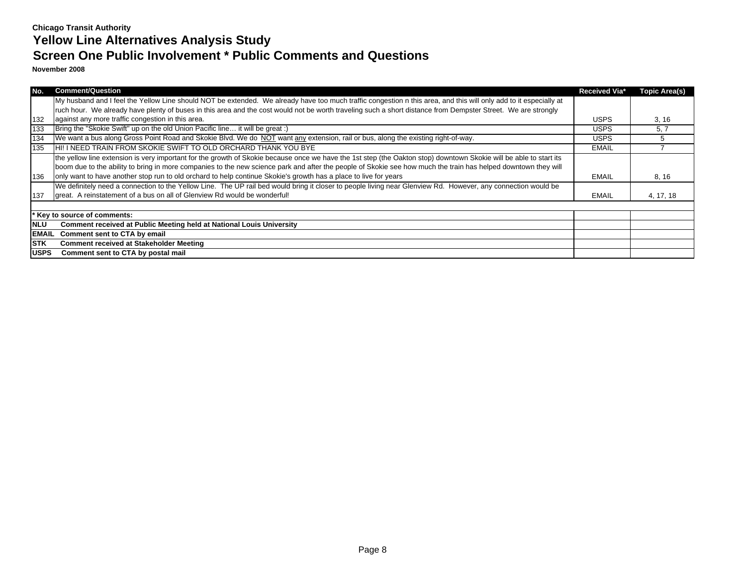**Chicago Transit Authority**

# Yellow Line Alternatives Analysis Study

# Screen One Public Involvement * Public Comments and Questions

**November 2008**

| No. | Comment/Question | Received Via* | Topic Area(s) |
|---|---|---|---|
| 132 | My husband and I feel the Yellow Line should NOT be extended. We already have too much traffic congestion n this area, and this will only add to it especially at ruch hour. We already have plenty of buses in this area and the cost would not be worth traveling such a short distance from Dempster Street. We are strongly against any more traffic congestion in this area. | USPS | 3, 16 |
| 133 | Bring the "Skokie Swift" up on the old Union Pacific line… it will be great :) | USPS | 5, 7 |
| 134 | We want a bus along Gross Point Road and Skokie Blvd. We do <u>NOT</u> want <u>any</u> extension, rail or bus, along the existing right-of-way. | USPS | 5 |
| 135 | HI! I NEED TRAIN FROM SKOKIE SWIFT TO OLD ORCHARD THANK YOU BYE | EMAIL | 7 |
| 136 | the yellow line extension is very important for the growth of Skokie because once we have the 1st step (the Oakton stop) downtown Skokie will be able to start its boom due to the ability to bring in more companies to the new science park and after the people of Skokie see how much the train has helped downtown they will only want to have another stop run to old orchard to help continue Skokie's growth has a place to live for years | EMAIL | 8, 16 |
| 137 | We definitely need a connection to the Yellow Line. The UP rail bed would bring it closer to people living near Glenview Rd. However, any connection would be great. A reinstatement of a bus on all of Glenview Rd would be wonderful! | EMAIL | 4, 17, 18 |

**\* Key to source of comments:**

- **NLU** Comment received at Public Meeting held at National Louis University
- **EMAIL** Comment sent to CTA by email
- **STK** Comment received at Stakeholder Meeting
- **USPS** Comment sent to CTA by postal mail